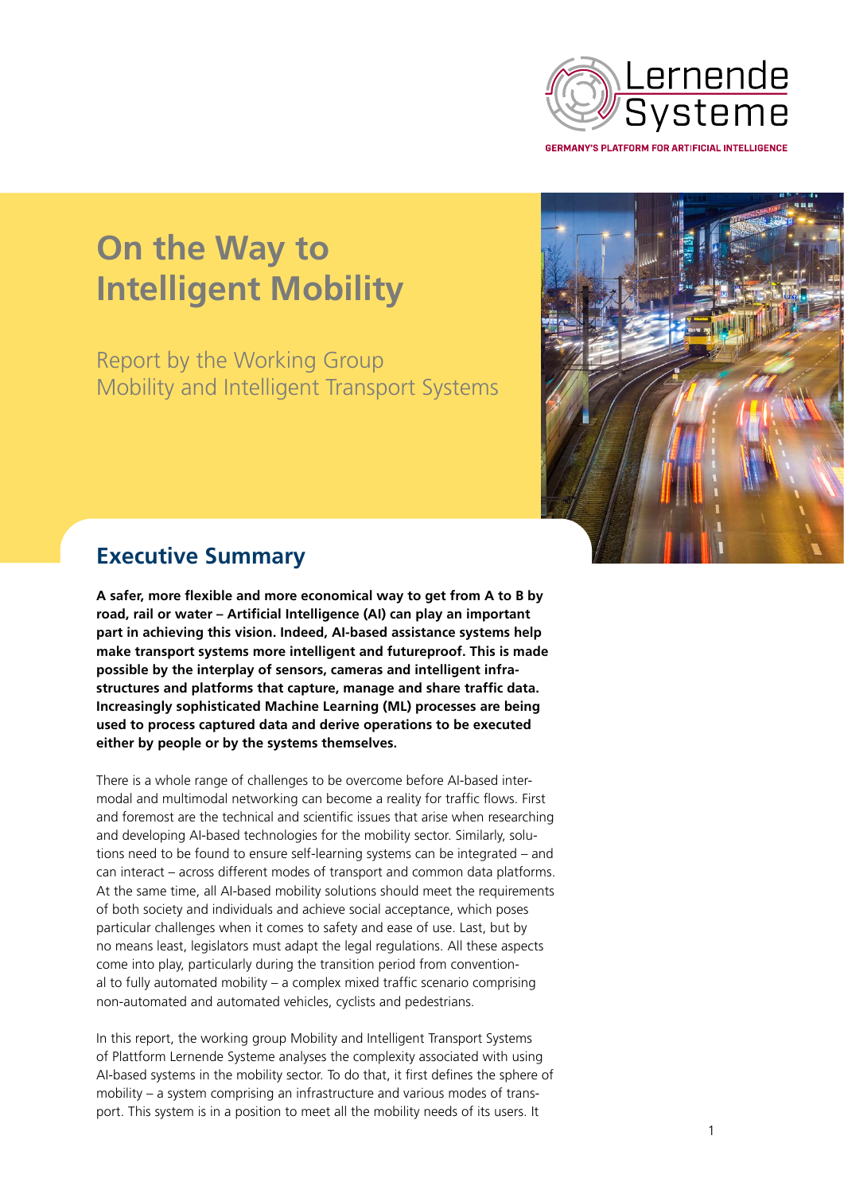Lernende Systeme

GERMANY'S PLATFORM FOR ARTIFICIAL INTELLIGENCE

# On the Way to Intelligent Mobility

Report by the Working Group Mobility and Intelligent Transport Systems

## Executive Summary

**A safer, more flexible and more economical way to get from A to B by road, rail or water – Artificial Intelligence (AI) can play an important part in achieving this vision. Indeed, AI-based assistance systems help make transport systems more intelligent and futureproof. This is made possible by the interplay of sensors, cameras and intelligent infrastructures and platforms that capture, manage and share traffic data. Increasingly sophisticated Machine Learning (ML) processes are being used to process captured data and derive operations to be executed either by people or by the systems themselves.**

There is a whole range of challenges to be overcome before AI-based intermodal and multimodal networking can become a reality for traffic flows. First and foremost are the technical and scientific issues that arise when researching and developing AI-based technologies for the mobility sector. Similarly, solutions need to be found to ensure self-learning systems can be integrated – and can interact – across different modes of transport and common data platforms. At the same time, all AI-based mobility solutions should meet the requirements of both society and individuals and achieve social acceptance, which poses particular challenges when it comes to safety and ease of use. Last, but by no means least, legislators must adapt the legal regulations. All these aspects come into play, particularly during the transition period from conventional to fully automated mobility – a complex mixed traffic scenario comprising non-automated and automated vehicles, cyclists and pedestrians.

In this report, the working group Mobility and Intelligent Transport Systems of Plattform Lernende Systeme analyses the complexity associated with using AI-based systems in the mobility sector. To do that, it first defines the sphere of mobility – a system comprising an infrastructure and various modes of transport. This system is in a position to meet all the mobility needs of its users. It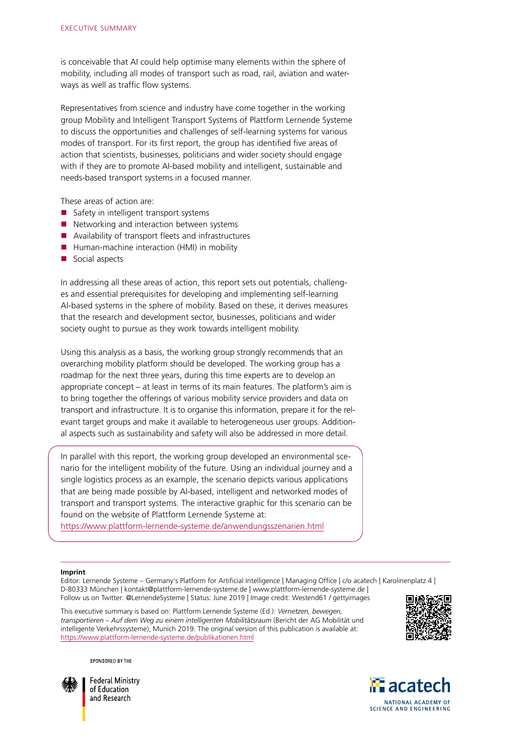is conceivable that AI could help optimise many elements within the sphere of mobility, including all modes of transport such as road, rail, aviation and waterways as well as traffic flow systems.

Representatives from science and industry have come together in the working group Mobility and Intelligent Transport Systems of Plattform Lernende Systeme to discuss the opportunities and challenges of self-learning systems for various modes of transport. For its first report, the group has identified five areas of action that scientists, businesses, politicians and wider society should engage with if they are to promote AI-based mobility and intelligent, sustainable and needs-based transport systems in a focused manner.

These areas of action are:

- Safety in intelligent transport systems
- Networking and interaction between systems
- Availability of transport fleets and infrastructures
- Human-machine interaction (HMI) in mobility
- Social aspects

In addressing all these areas of action, this report sets out potentials, challenges and essential prerequisites for developing and implementing self-learning AI-based systems in the sphere of mobility. Based on these, it derives measures that the research and development sector, businesses, politicians and wider society ought to pursue as they work towards intelligent mobility.

Using this analysis as a basis, the working group strongly recommends that an overarching mobility platform should be developed. The working group has a roadmap for the next three years, during this time experts are to develop an appropriate concept – at least in terms of its main features. The platform's aim is to bring together the offerings of various mobility service providers and data on transport and infrastructure. It is to organise this information, prepare it for the relevant target groups and make it available to heterogeneous user groups. Additional aspects such as sustainability and safety will also be addressed in more detail.

In parallel with this report, the working group developed an environmental scenario for the intelligent mobility of the future. Using an individual journey and a single logistics process as an example, the scenario depicts various applications that are being made possible by AI-based, intelligent and networked modes of transport and transport systems. The interactive graphic for this scenario can be found on the website of Plattform Lernende Systeme at:
https://www.plattform-lernende-systeme.de/anwendungsszenarien.html

**Imprint**

Editor: Lernende Systeme – Germany's Platform for Artificial Intelligence | Managing Office | c/o acatech | Karolinenplatz 4 | D-80333 München | kontakt@plattform-lernende-systeme.de | www.plattform-lernende-systeme.de | Follow us on Twitter: @LernendeSysteme | Status: June 2019 | Image credit: Westend61 / gettyimages

This executive summary is based on: Plattform Lernende Systeme (Ed.): *Vernetzen, bewegen, transportieren – Auf dem Weg zu einem intelligenten Mobilitätsraum* (Bericht der AG Mobilität und intelligente Verkehrssysteme), Munich 2019. The original version of this publication is available at: https://www.plattform-lernende-systeme.de/publikationen.html

SPONSORED BY THE

Federal Ministry of Education and Research

acatech

NATIONAL ACADEMY OF SCIENCE AND ENGINEERING